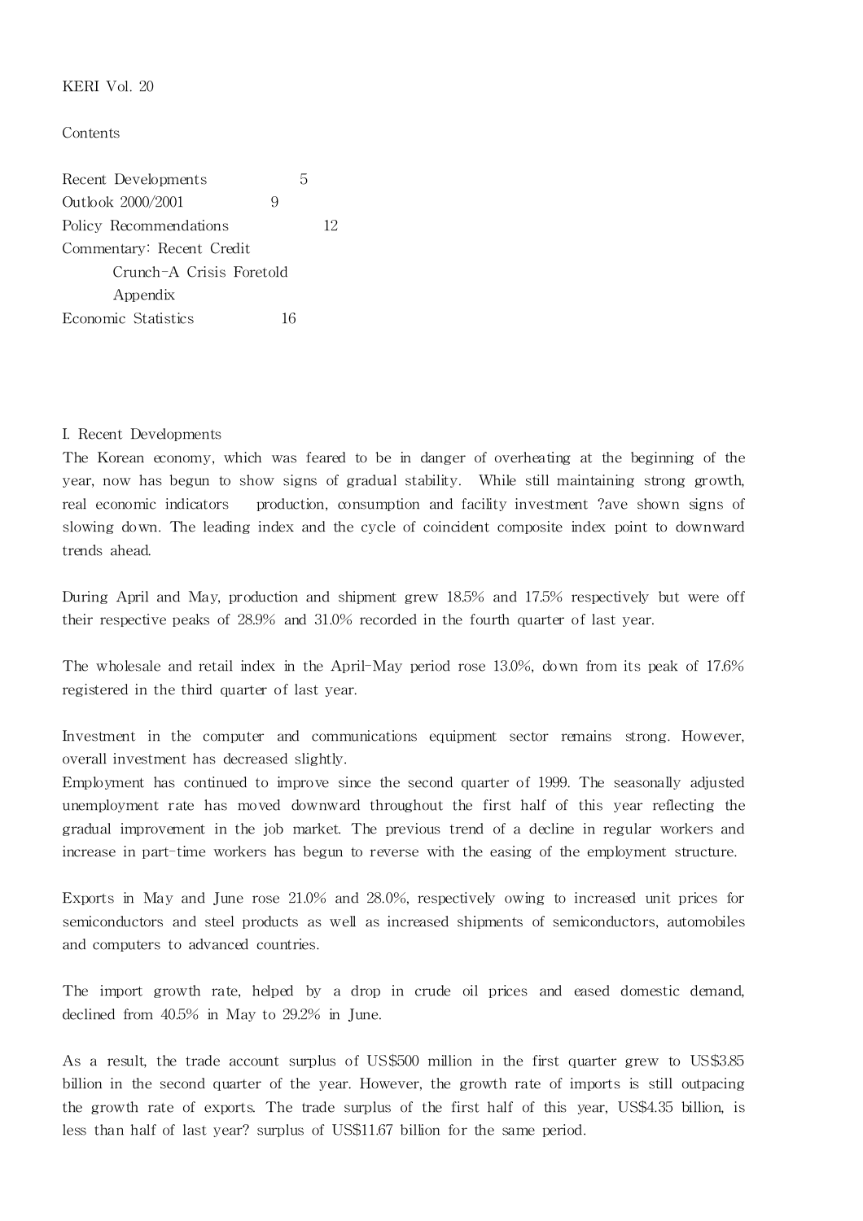KERI Vol. 20

Contents

| | |
|---|---|
| Recent Developments | 5 |
| Outlook 2000/2001 | 9 |
| Policy Recommendations | 12 |
| Commentary: Recent Credit Crunch-A Crisis Foretold | |
| Appendix | |
| Economic Statistics | 16 |

## I. Recent Developments

The Korean economy, which was feared to be in danger of overheating at the beginning of the year, now has begun to show signs of gradual stability. While still maintaining strong growth, real economic indicators production, consumption and facility investment ?ave shown signs of slowing down. The leading index and the cycle of coincident composite index point to downward trends ahead.

During April and May, production and shipment grew 18.5% and 17.5% respectively but were off their respective peaks of 28.9% and 31.0% recorded in the fourth quarter of last year.

The wholesale and retail index in the April-May period rose 13.0%, down from its peak of 17.6% registered in the third quarter of last year.

Investment in the computer and communications equipment sector remains strong. However, overall investment has decreased slightly.

Employment has continued to improve since the second quarter of 1999. The seasonally adjusted unemployment rate has moved downward throughout the first half of this year reflecting the gradual improvement in the job market. The previous trend of a decline in regular workers and increase in part-time workers has begun to reverse with the easing of the employment structure.

Exports in May and June rose 21.0% and 28.0%, respectively owing to increased unit prices for semiconductors and steel products as well as increased shipments of semiconductors, automobiles and computers to advanced countries.

The import growth rate, helped by a drop in crude oil prices and eased domestic demand, declined from 40.5% in May to 29.2% in June.

As a result, the trade account surplus of US$500 million in the first quarter grew to US$3.85 billion in the second quarter of the year. However, the growth rate of imports is still outpacing the growth rate of exports. The trade surplus of the first half of this year, US$4.35 billion, is less than half of last year? surplus of US$11.67 billion for the same period.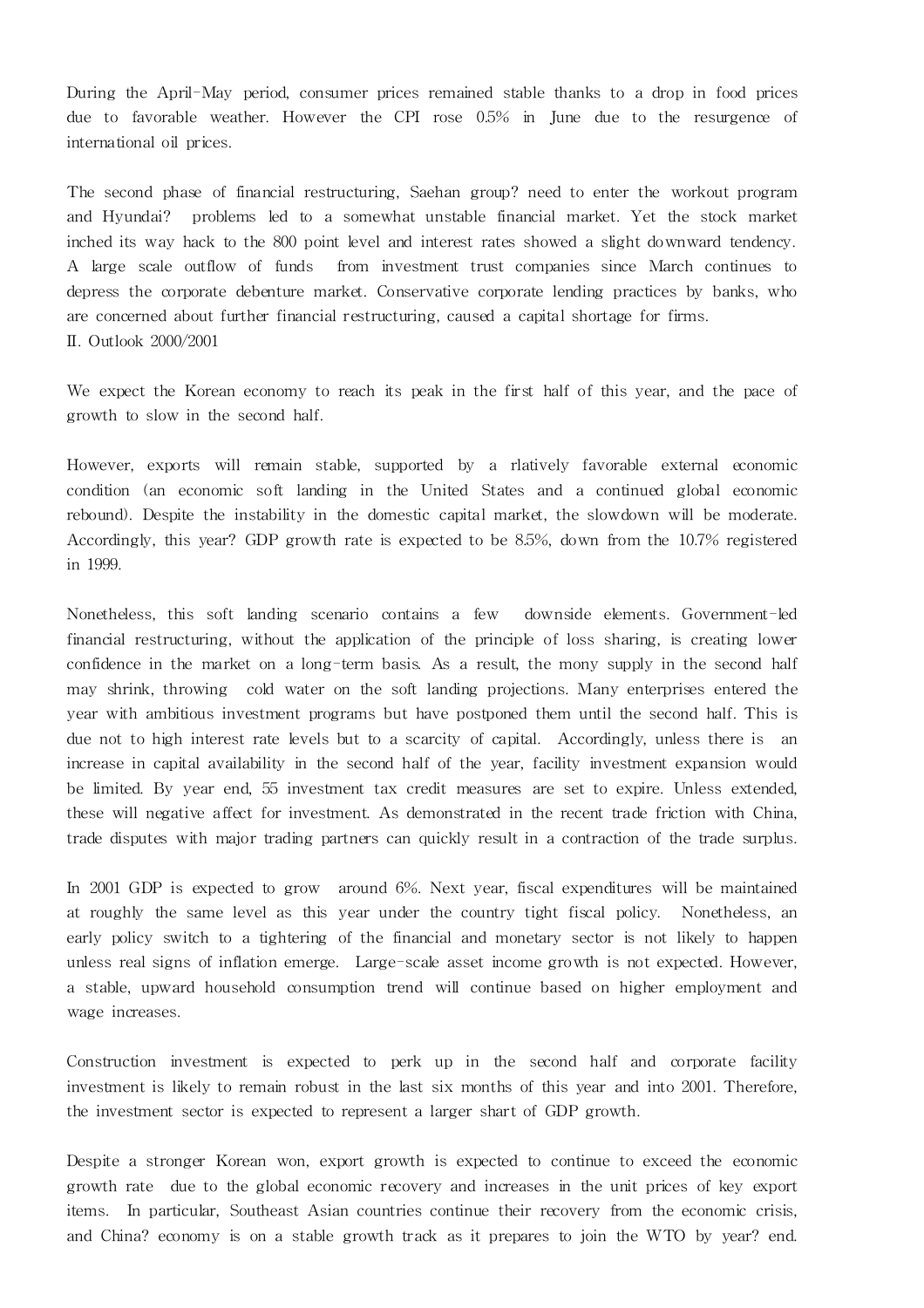During the April-May period, consumer prices remained stable thanks to a drop in food prices due to favorable weather. However the CPI rose 0.5% in June due to the resurgence of international oil prices.

The second phase of financial restructuring, Saehan group? need to enter the workout program and Hyundai? problems led to a somewhat unstable financial market. Yet the stock market inched its way hack to the 800 point level and interest rates showed a slight downward tendency. A large scale outflow of funds from investment trust companies since March continues to depress the corporate debenture market. Conservative corporate lending practices by banks, who are concerned about further financial restructuring, caused a capital shortage for firms.

## II. Outlook 2000/2001

We expect the Korean economy to reach its peak in the first half of this year, and the pace of growth to slow in the second half.

However, exports will remain stable, supported by a rlatively favorable external economic condition (an economic soft landing in the United States and a continued global economic rebound). Despite the instability in the domestic capital market, the slowdown will be moderate. Accordingly, this year? GDP growth rate is expected to be 8.5%, down from the 10.7% registered in 1999.

Nonetheless, this soft landing scenario contains a few downside elements. Government-led financial restructuring, without the application of the principle of loss sharing, is creating lower confidence in the market on a long-term basis. As a result, the mony supply in the second half may shrink, throwing cold water on the soft landing projections. Many enterprises entered the year with ambitious investment programs but have postponed them until the second half. This is due not to high interest rate levels but to a scarcity of capital. Accordingly, unless there is an increase in capital availability in the second half of the year, facility investment expansion would be limited. By year end, 55 investment tax credit measures are set to expire. Unless extended, these will negative affect for investment. As demonstrated in the recent trade friction with China, trade disputes with major trading partners can quickly result in a contraction of the trade surplus.

In 2001 GDP is expected to grow around 6%. Next year, fiscal expenditures will be maintained at roughly the same level as this year under the country tight fiscal policy. Nonetheless, an early policy switch to a tightering of the financial and monetary sector is not likely to happen unless real signs of inflation emerge. Large-scale asset income growth is not expected. However, a stable, upward household consumption trend will continue based on higher employment and wage increases.

Construction investment is expected to perk up in the second half and corporate facility investment is likely to remain robust in the last six months of this year and into 2001. Therefore, the investment sector is expected to represent a larger shart of GDP growth.

Despite a stronger Korean won, export growth is expected to continue to exceed the economic growth rate due to the global economic recovery and increases in the unit prices of key export items. In particular, Southeast Asian countries continue their recovery from the economic crisis, and China? economy is on a stable growth track as it prepares to join the WTO by year? end.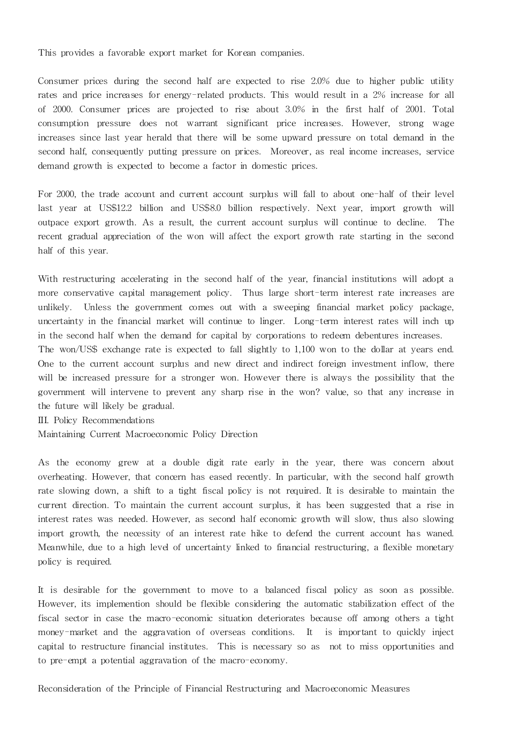This provides a favorable export market for Korean companies.

Consumer prices during the second half are expected to rise 2.0% due to higher public utility rates and price increases for energy-related products. This would result in a 2% increase for all of 2000. Consumer prices are projected to rise about 3.0% in the first half of 2001. Total consumption pressure does not warrant significant price increases. However, strong wage increases since last year herald that there will be some upward pressure on total demand in the second half, consequently putting pressure on prices. Moreover, as real income increases, service demand growth is expected to become a factor in domestic prices.

For 2000, the trade account and current account surplus will fall to about one-half of their level last year at US$12.2 billion and US$8.0 billion respectively. Next year, import growth will outpace export growth. As a result, the current account surplus will continue to decline. The recent gradual appreciation of the won will affect the export growth rate starting in the second half of this year.

With restructuring accelerating in the second half of the year, financial institutions will adopt a more conservative capital management policy. Thus large short-term interest rate increases are unlikely. Unless the government comes out with a sweeping financial market policy package, uncertainty in the financial market will continue to linger. Long-term interest rates will inch up in the second half when the demand for capital by corporations to redeem debentures increases.
The won/US$ exchange rate is expected to fall slightly to 1,100 won to the dollar at years end. One to the current account surplus and new direct and indirect foreign investment inflow, there will be increased pressure for a stronger won. However there is always the possibility that the government will intervene to prevent any sharp rise in the won? value, so that any increase in the future will likely be gradual.

## III. Policy Recommendations

### Maintaining Current Macroeconomic Policy Direction

As the economy grew at a double digit rate early in the year, there was concern about overheating. However, that concern has eased recently. In particular, with the second half growth rate slowing down, a shift to a tight fiscal policy is not required. It is desirable to maintain the current direction. To maintain the current account surplus, it has been suggested that a rise in interest rates was needed. However, as second half economic growth will slow, thus also slowing import growth, the necessity of an interest rate hike to defend the current account has waned. Meanwhile, due to a high level of uncertainty linked to financial restructuring, a flexible monetary policy is required.

It is desirable for the government to move to a balanced fiscal policy as soon as possible. However, its implemention should be flexible considering the automatic stabilization effect of the fiscal sector in case the macro-economic situation deteriorates because off among others a tight money-market and the aggravation of overseas conditions. It is important to quickly inject capital to restructure financial institutes. This is necessary so as not to miss opportunities and to pre-empt a potential aggravation of the macro-economy.

### Reconsideration of the Principle of Financial Restructuring and Macroeconomic Measures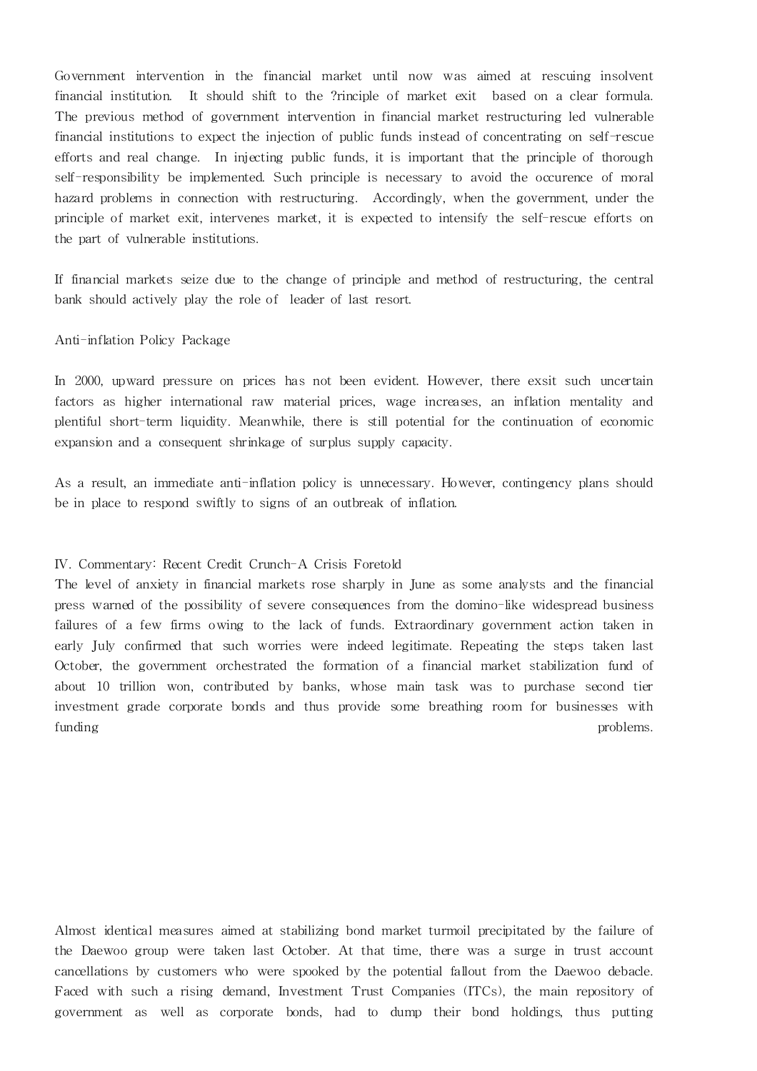Government intervention in the financial market until now was aimed at rescuing insolvent financial institution. It should shift to the ?rinciple of market exit based on a clear formula. The previous method of government intervention in financial market restructuring led vulnerable financial institutions to expect the injection of public funds instead of concentrating on self-rescue efforts and real change. In injecting public funds, it is important that the principle of thorough self-responsibility be implemented. Such principle is necessary to avoid the occurence of moral hazard problems in connection with restructuring. Accordingly, when the government, under the principle of market exit, intervenes market, it is expected to intensify the self-rescue efforts on the part of vulnerable institutions.

If financial markets seize due to the change of principle and method of restructuring, the central bank should actively play the role of leader of last resort.

Anti-inflation Policy Package

In 2000, upward pressure on prices has not been evident. However, there exsit such uncertain factors as higher international raw material prices, wage increases, an inflation mentality and plentiful short-term liquidity. Meanwhile, there is still potential for the continuation of economic expansion and a consequent shrinkage of surplus supply capacity.

As a result, an immediate anti-inflation policy is unnecessary. However, contingency plans should be in place to respond swiftly to signs of an outbreak of inflation.

## IV. Commentary: Recent Credit Crunch-A Crisis Foretold

The level of anxiety in financial markets rose sharply in June as some analysts and the financial press warned of the possibility of severe consequences from the domino-like widespread business failures of a few firms owing to the lack of funds. Extraordinary government action taken in early July confirmed that such worries were indeed legitimate. Repeating the steps taken last October, the government orchestrated the formation of a financial market stabilization fund of about 10 trillion won, contributed by banks, whose main task was to purchase second tier investment grade corporate bonds and thus provide some breathing room for businesses with funding problems.

Almost identical measures aimed at stabilizing bond market turmoil precipitated by the failure of the Daewoo group were taken last October. At that time, there was a surge in trust account cancellations by customers who were spooked by the potential fallout from the Daewoo debacle. Faced with such a rising demand, Investment Trust Companies (ITCs), the main repository of government as well as corporate bonds, had to dump their bond holdings, thus putting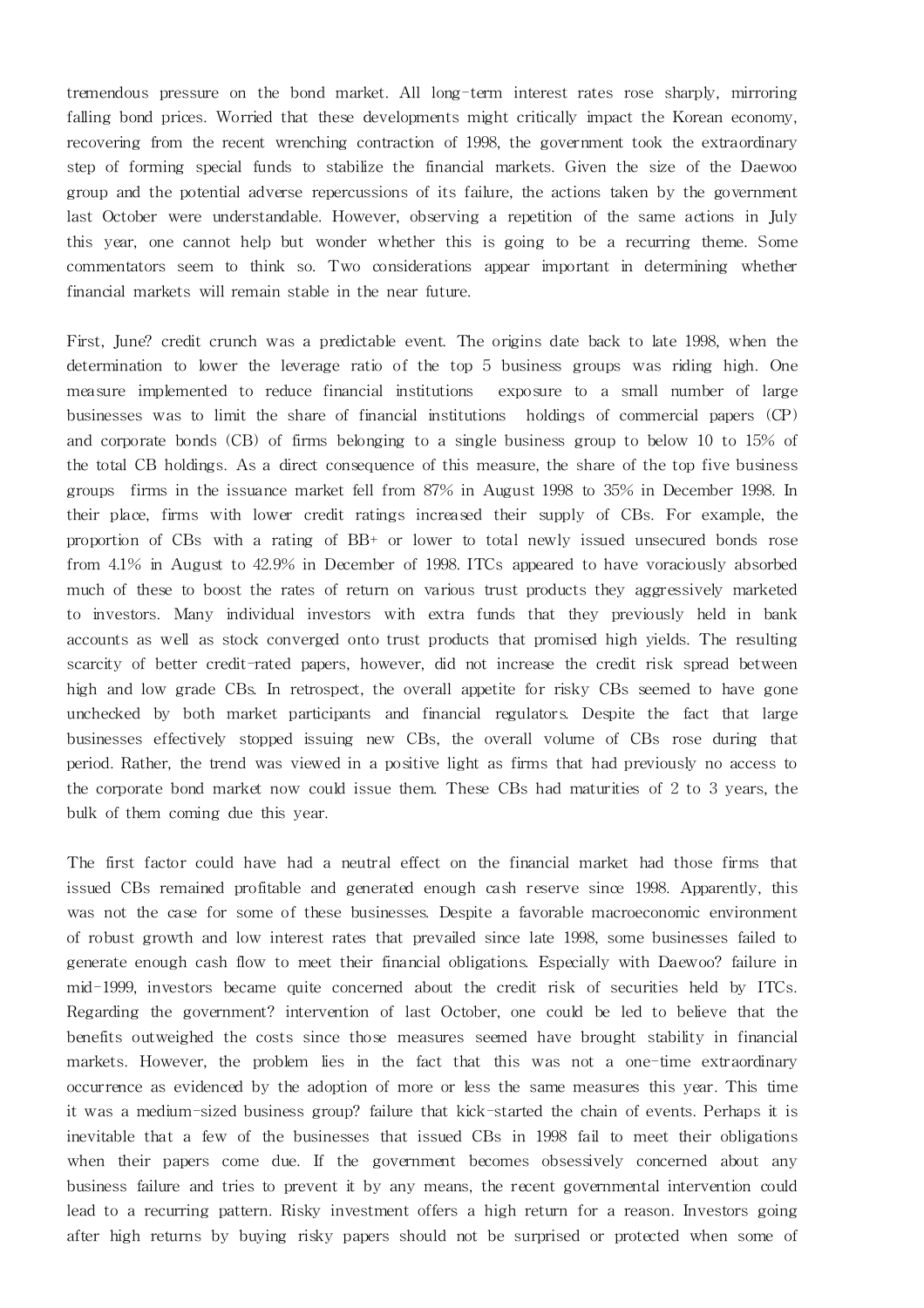tremendous pressure on the bond market. All long-term interest rates rose sharply, mirroring falling bond prices. Worried that these developments might critically impact the Korean economy, recovering from the recent wrenching contraction of 1998, the government took the extraordinary step of forming special funds to stabilize the financial markets. Given the size of the Daewoo group and the potential adverse repercussions of its failure, the actions taken by the government last October were understandable. However, observing a repetition of the same actions in July this year, one cannot help but wonder whether this is going to be a recurring theme. Some commentators seem to think so. Two considerations appear important in determining whether financial markets will remain stable in the near future.

First, June? credit crunch was a predictable event. The origins date back to late 1998, when the determination to lower the leverage ratio of the top 5 business groups was riding high. One measure implemented to reduce financial institutions exposure to a small number of large businesses was to limit the share of financial institutions holdings of commercial papers (CP) and corporate bonds (CB) of firms belonging to a single business group to below 10 to 15% of the total CB holdings. As a direct consequence of this measure, the share of the top five business groups firms in the issuance market fell from 87% in August 1998 to 35% in December 1998. In their place, firms with lower credit ratings increased their supply of CBs. For example, the proportion of CBs with a rating of BB+ or lower to total newly issued unsecured bonds rose from 4.1% in August to 42.9% in December of 1998. ITCs appeared to have voraciously absorbed much of these to boost the rates of return on various trust products they aggressively marketed to investors. Many individual investors with extra funds that they previously held in bank accounts as well as stock converged onto trust products that promised high yields. The resulting scarcity of better credit-rated papers, however, did not increase the credit risk spread between high and low grade CBs. In retrospect, the overall appetite for risky CBs seemed to have gone unchecked by both market participants and financial regulators. Despite the fact that large businesses effectively stopped issuing new CBs, the overall volume of CBs rose during that period. Rather, the trend was viewed in a positive light as firms that had previously no access to the corporate bond market now could issue them. These CBs had maturities of 2 to 3 years, the bulk of them coming due this year.

The first factor could have had a neutral effect on the financial market had those firms that issued CBs remained profitable and generated enough cash reserve since 1998. Apparently, this was not the case for some of these businesses. Despite a favorable macroeconomic environment of robust growth and low interest rates that prevailed since late 1998, some businesses failed to generate enough cash flow to meet their financial obligations. Especially with Daewoo? failure in mid-1999, investors became quite concerned about the credit risk of securities held by ITCs. Regarding the government? intervention of last October, one could be led to believe that the benefits outweighed the costs since those measures seemed have brought stability in financial markets. However, the problem lies in the fact that this was not a one-time extraordinary occurrence as evidenced by the adoption of more or less the same measures this year. This time it was a medium-sized business group? failure that kick-started the chain of events. Perhaps it is inevitable that a few of the businesses that issued CBs in 1998 fail to meet their obligations when their papers come due. If the government becomes obsessively concerned about any business failure and tries to prevent it by any means, the recent governmental intervention could lead to a recurring pattern. Risky investment offers a high return for a reason. Investors going after high returns by buying risky papers should not be surprised or protected when some of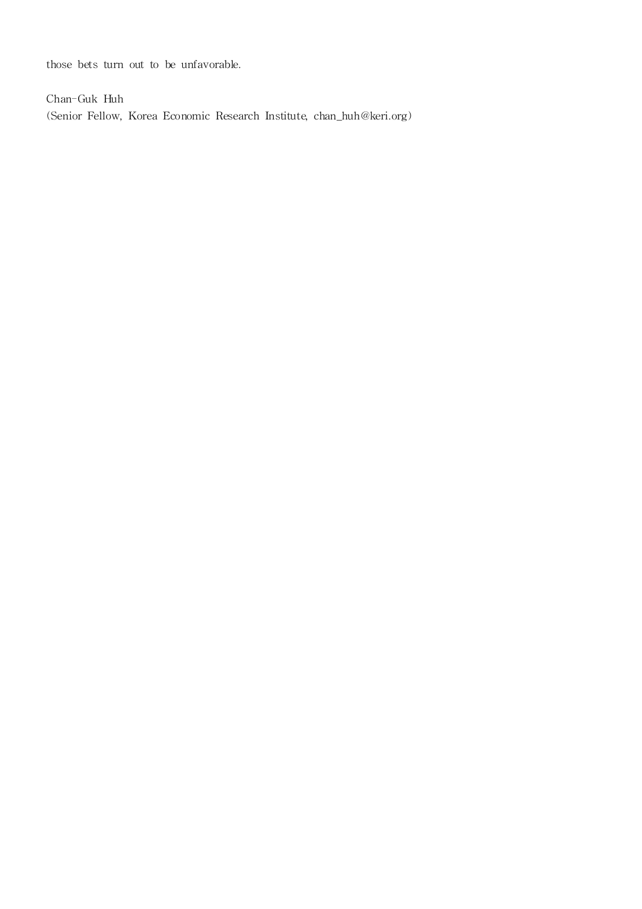those bets turn out to be unfavorable.

Chan-Guk Huh
(Senior Fellow, Korea Economic Research Institute, chan_huh@keri.org)